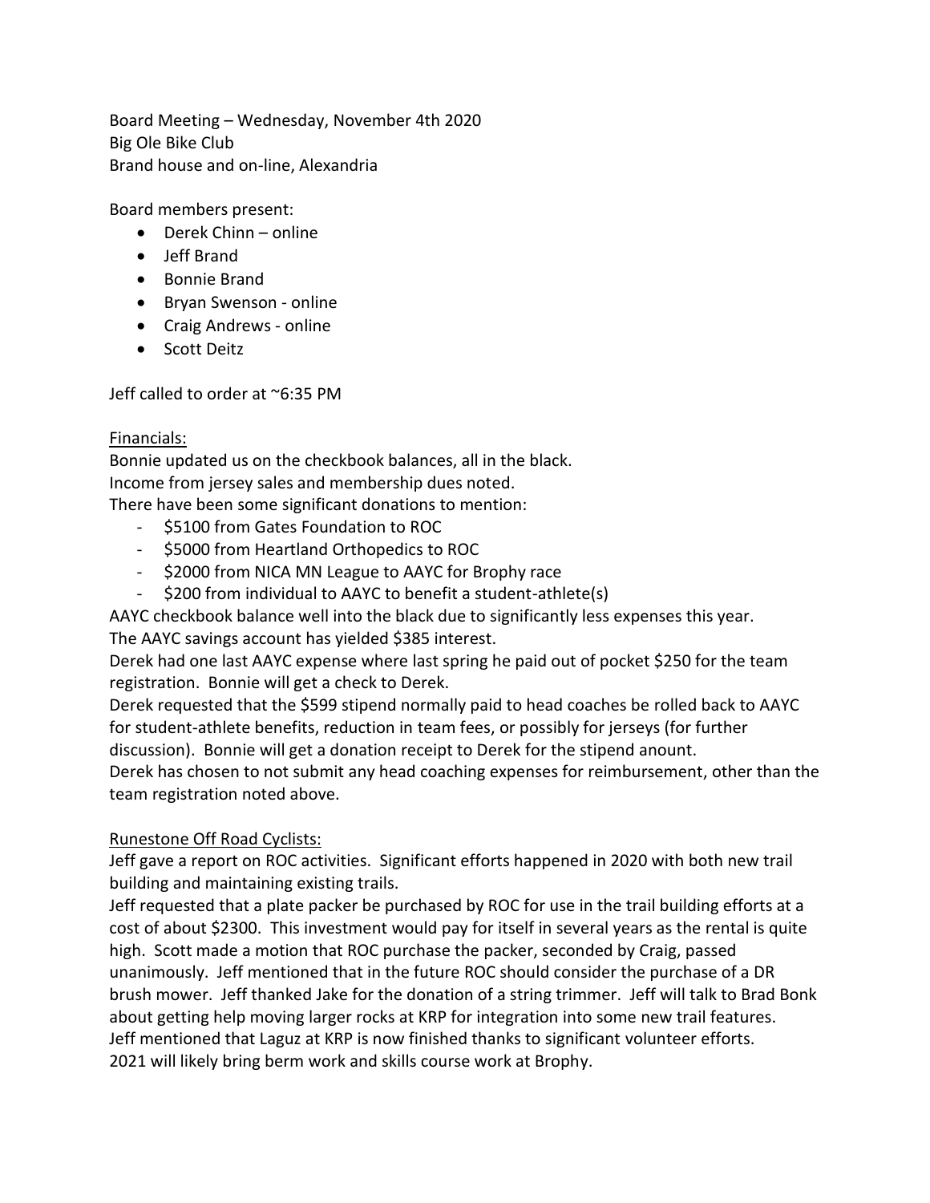Board Meeting – Wednesday, November 4th 2020
Big Ole Bike Club
Brand house and on-line, Alexandria

Board members present:

- Derek Chinn – online
- Jeff Brand
- Bonnie Brand
- Bryan Swenson - online
- Craig Andrews - online
- Scott Deitz

Jeff called to order at ~6:35 PM

<u>Financials:</u>

Bonnie updated us on the checkbook balances, all in the black.
Income from jersey sales and membership dues noted.
There have been some significant donations to mention:

- $5100 from Gates Foundation to ROC
- $5000 from Heartland Orthopedics to ROC
- $2000 from NICA MN League to AAYC for Brophy race
- $200 from individual to AAYC to benefit a student-athlete(s)

AAYC checkbook balance well into the black due to significantly less expenses this year.
The AAYC savings account has yielded $385 interest.
Derek had one last AAYC expense where last spring he paid out of pocket $250 for the team registration. Bonnie will get a check to Derek.
Derek requested that the $599 stipend normally paid to head coaches be rolled back to AAYC for student-athlete benefits, reduction in team fees, or possibly for jerseys (for further discussion). Bonnie will get a donation receipt to Derek for the stipend anount.
Derek has chosen to not submit any head coaching expenses for reimbursement, other than the team registration noted above.

<u>Runestone Off Road Cyclists:</u>

Jeff gave a report on ROC activities. Significant efforts happened in 2020 with both new trail building and maintaining existing trails.
Jeff requested that a plate packer be purchased by ROC for use in the trail building efforts at a cost of about $2300. This investment would pay for itself in several years as the rental is quite high. Scott made a motion that ROC purchase the packer, seconded by Craig, passed unanimously. Jeff mentioned that in the future ROC should consider the purchase of a DR brush mower. Jeff thanked Jake for the donation of a string trimmer. Jeff will talk to Brad Bonk about getting help moving larger rocks at KRP for integration into some new trail features.
Jeff mentioned that Laguz at KRP is now finished thanks to significant volunteer efforts.
2021 will likely bring berm work and skills course work at Brophy.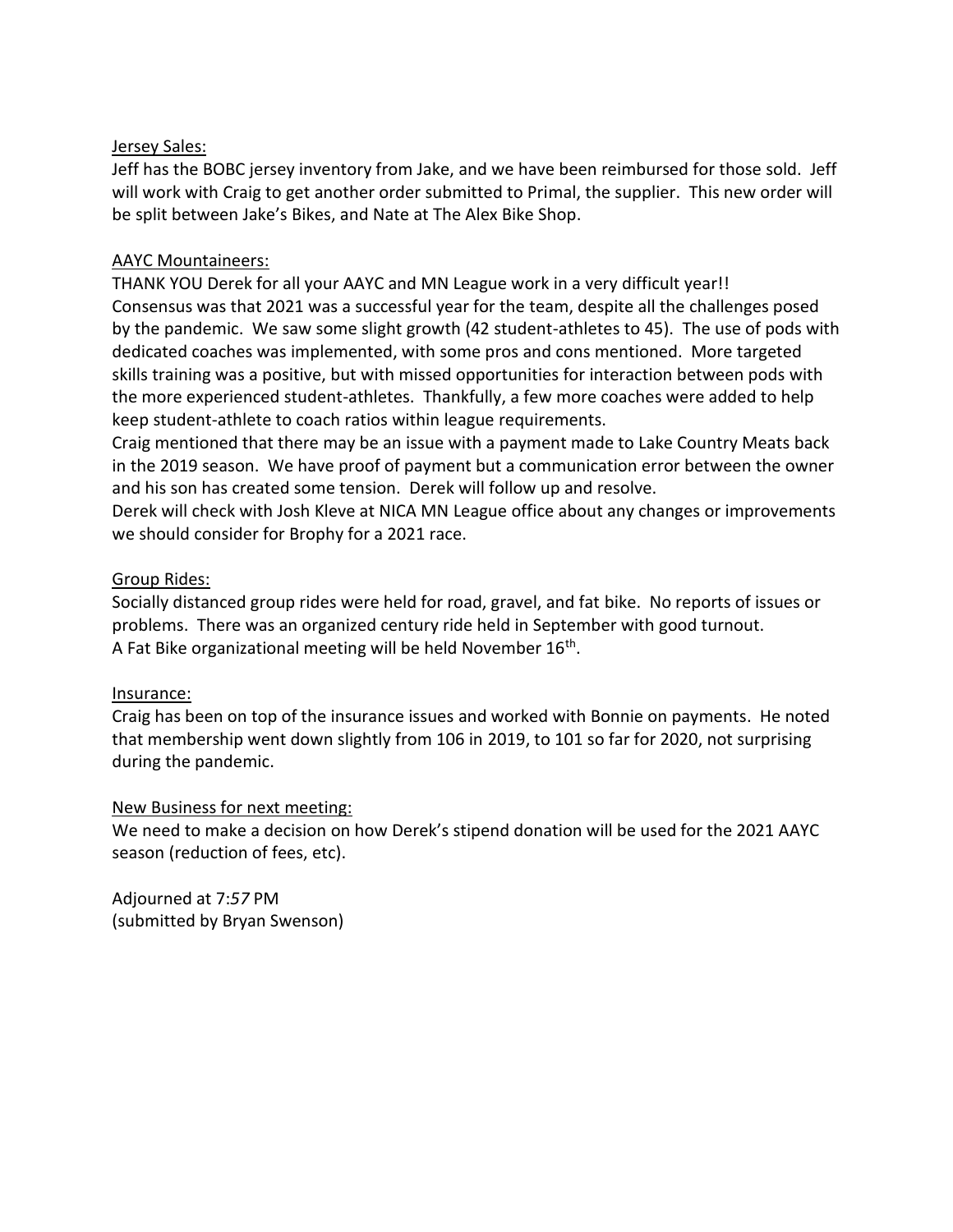Jersey Sales:

Jeff has the BOBC jersey inventory from Jake, and we have been reimbursed for those sold. Jeff will work with Craig to get another order submitted to Primal, the supplier. This new order will be split between Jake's Bikes, and Nate at The Alex Bike Shop.

AAYC Mountaineers:

THANK YOU Derek for all your AAYC and MN League work in a very difficult year!! Consensus was that 2021 was a successful year for the team, despite all the challenges posed by the pandemic. We saw some slight growth (42 student-athletes to 45). The use of pods with dedicated coaches was implemented, with some pros and cons mentioned. More targeted skills training was a positive, but with missed opportunities for interaction between pods with the more experienced student-athletes. Thankfully, a few more coaches were added to help keep student-athlete to coach ratios within league requirements.

Craig mentioned that there may be an issue with a payment made to Lake Country Meats back in the 2019 season. We have proof of payment but a communication error between the owner and his son has created some tension. Derek will follow up and resolve.

Derek will check with Josh Kleve at NICA MN League office about any changes or improvements we should consider for Brophy for a 2021 race.

Group Rides:

Socially distanced group rides were held for road, gravel, and fat bike. No reports of issues or problems. There was an organized century ride held in September with good turnout.

A Fat Bike organizational meeting will be held November 16th.

Insurance:

Craig has been on top of the insurance issues and worked with Bonnie on payments. He noted that membership went down slightly from 106 in 2019, to 101 so far for 2020, not surprising during the pandemic.

New Business for next meeting:

We need to make a decision on how Derek's stipend donation will be used for the 2021 AAYC season (reduction of fees, etc).

Adjourned at 7:57 PM
(submitted by Bryan Swenson)